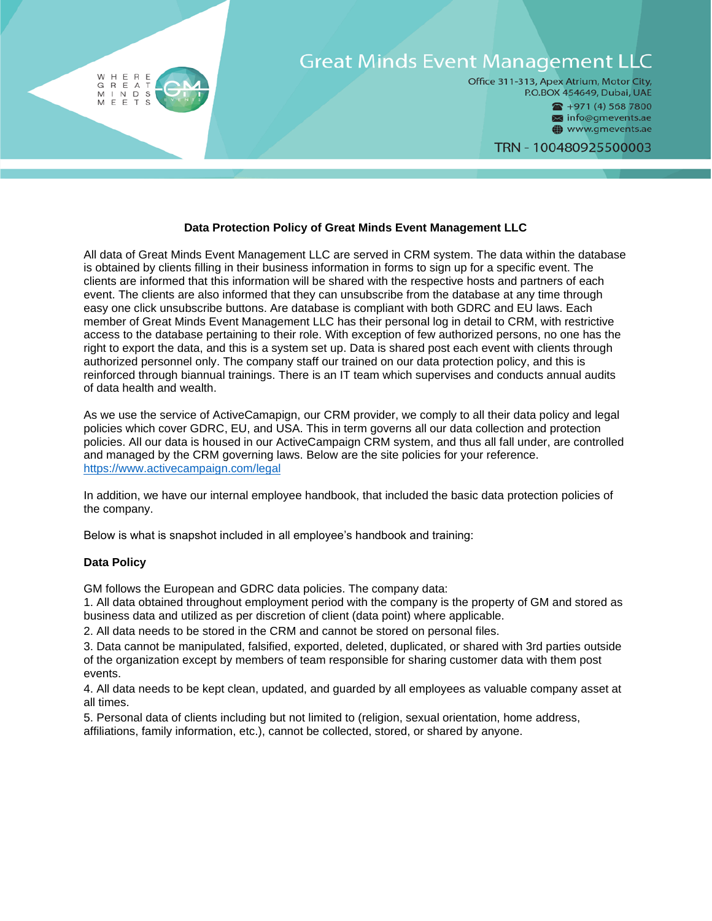Great Minds Event Management LLC

Office 311-313, Apex Atrium, Motor City, P.O.BOX 454649, Dubai, UAE
+971 (4) 568 7800
info@gmevents.ae
www.gmevents.ae

TRN - 100480925500003

## Data Protection Policy of Great Minds Event Management LLC

All data of Great Minds Event Management LLC are served in CRM system. The data within the database is obtained by clients filling in their business information in forms to sign up for a specific event. The clients are informed that this information will be shared with the respective hosts and partners of each event. The clients are also informed that they can unsubscribe from the database at any time through easy one click unsubscribe buttons. Are database is compliant with both GDRC and EU laws. Each member of Great Minds Event Management LLC has their personal log in detail to CRM, with restrictive access to the database pertaining to their role. With exception of few authorized persons, no one has the right to export the data, and this is a system set up. Data is shared post each event with clients through authorized personnel only. The company staff our trained on our data protection policy, and this is reinforced through biannual trainings. There is an IT team which supervises and conducts annual audits of data health and wealth.

As we use the service of ActiveCamapign, our CRM provider, we comply to all their data policy and legal policies which cover GDRC, EU, and USA. This in term governs all our data collection and protection policies. All our data is housed in our ActiveCampaign CRM system, and thus all fall under, are controlled and managed by the CRM governing laws. Below are the site policies for your reference.
https://www.activecampaign.com/legal

In addition, we have our internal employee handbook, that included the basic data protection policies of the company.

Below is what is snapshot included in all employee's handbook and training:

**Data Policy**

GM follows the European and GDRC data policies. The company data:

1. All data obtained throughout employment period with the company is the property of GM and stored as business data and utilized as per discretion of client (data point) where applicable.
2. All data needs to be stored in the CRM and cannot be stored on personal files.
3. Data cannot be manipulated, falsified, exported, deleted, duplicated, or shared with 3rd parties outside of the organization except by members of team responsible for sharing customer data with them post events.
4. All data needs to be kept clean, updated, and guarded by all employees as valuable company asset at all times.
5. Personal data of clients including but not limited to (religion, sexual orientation, home address, affiliations, family information, etc.), cannot be collected, stored, or shared by anyone.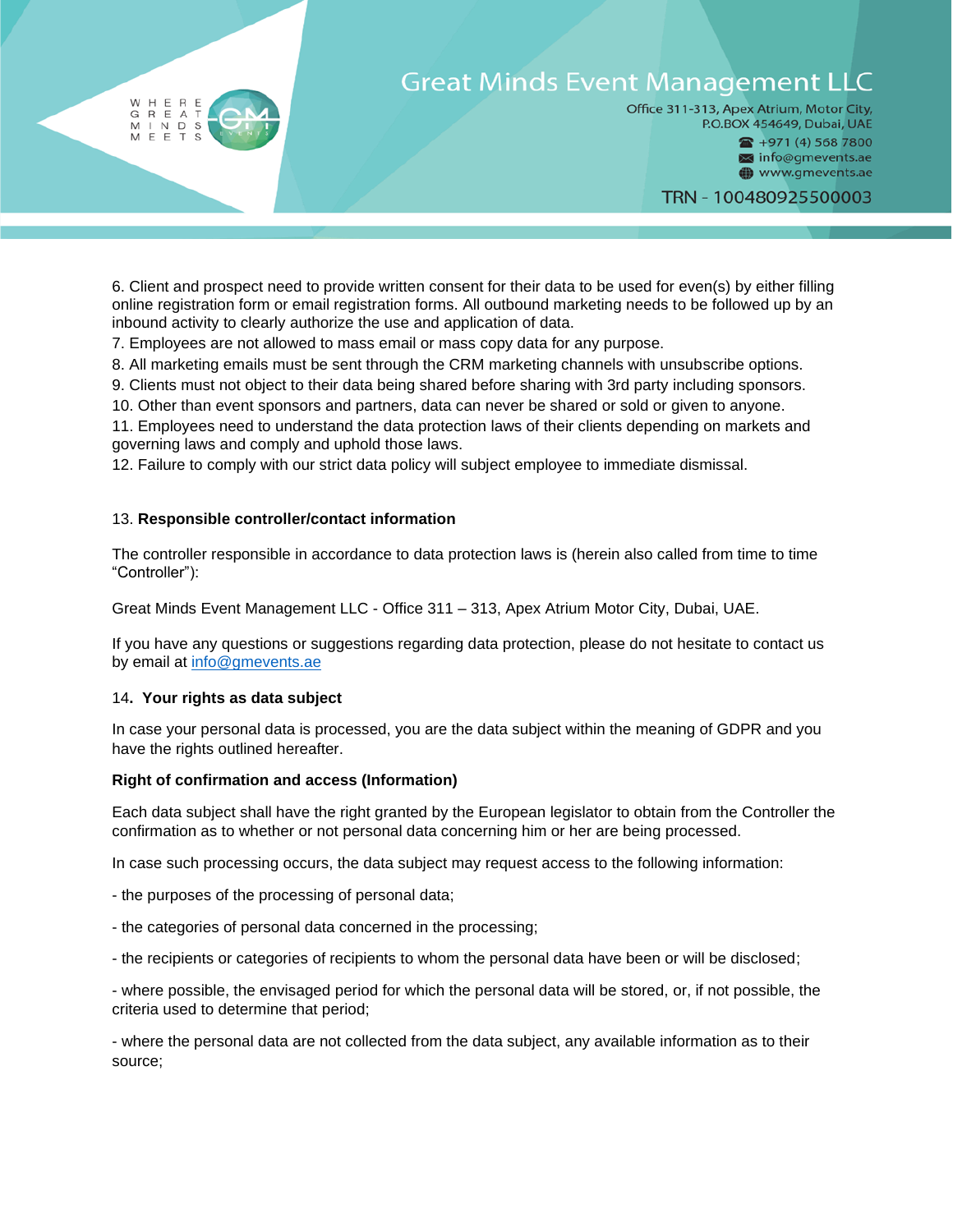6. Client and prospect need to provide written consent for their data to be used for even(s) by either filling online registration form or email registration forms. All outbound marketing needs to be followed up by an inbound activity to clearly authorize the use and application of data.
7. Employees are not allowed to mass email or mass copy data for any purpose.
8. All marketing emails must be sent through the CRM marketing channels with unsubscribe options.
9. Clients must not object to their data being shared before sharing with 3rd party including sponsors.
10. Other than event sponsors and partners, data can never be shared or sold or given to anyone.
11. Employees need to understand the data protection laws of their clients depending on markets and governing laws and comply and uphold those laws.
12. Failure to comply with our strict data policy will subject employee to immediate dismissal.

13. **Responsible controller/contact information**

The controller responsible in accordance to data protection laws is (herein also called from time to time "Controller"):

Great Minds Event Management LLC - Office 311 – 313, Apex Atrium Motor City, Dubai, UAE.

If you have any questions or suggestions regarding data protection, please do not hesitate to contact us by email at info@gmevents.ae

14**. Your rights as data subject**

In case your personal data is processed, you are the data subject within the meaning of GDPR and you have the rights outlined hereafter.

**Right of confirmation and access (Information)**

Each data subject shall have the right granted by the European legislator to obtain from the Controller the confirmation as to whether or not personal data concerning him or her are being processed.

In case such processing occurs, the data subject may request access to the following information:

- the purposes of the processing of personal data;

- the categories of personal data concerned in the processing;

- the recipients or categories of recipients to whom the personal data have been or will be disclosed;

- where possible, the envisaged period for which the personal data will be stored, or, if not possible, the criteria used to determine that period;

- where the personal data are not collected from the data subject, any available information as to their source;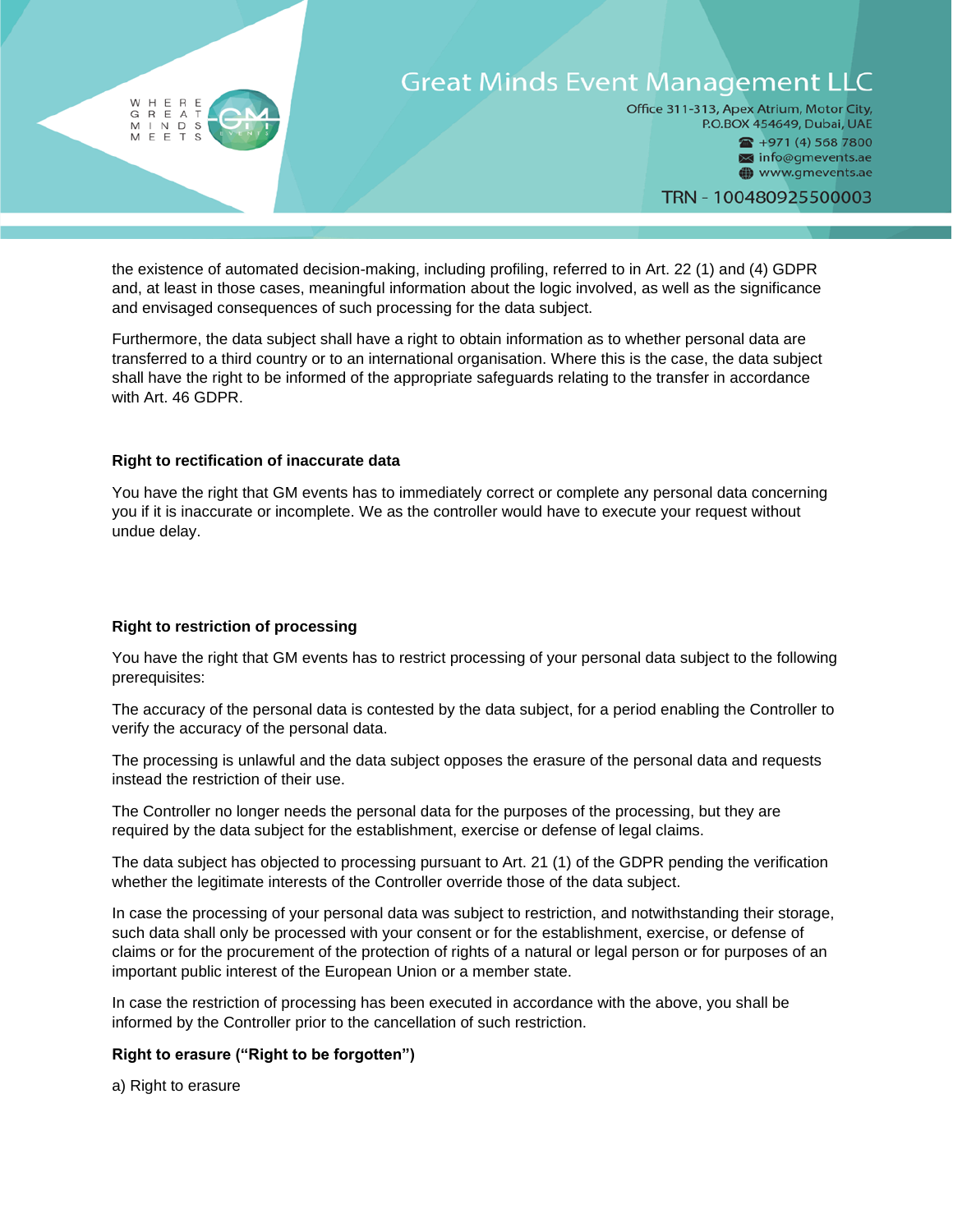the existence of automated decision-making, including profiling, referred to in Art. 22 (1) and (4) GDPR and, at least in those cases, meaningful information about the logic involved, as well as the significance and envisaged consequences of such processing for the data subject.

Furthermore, the data subject shall have a right to obtain information as to whether personal data are transferred to a third country or to an international organisation. Where this is the case, the data subject shall have the right to be informed of the appropriate safeguards relating to the transfer in accordance with Art. 46 GDPR.

**Right to rectification of inaccurate data**

You have the right that GM events has to immediately correct or complete any personal data concerning you if it is inaccurate or incomplete. We as the controller would have to execute your request without undue delay.

**Right to restriction of processing**

You have the right that GM events has to restrict processing of your personal data subject to the following prerequisites:

The accuracy of the personal data is contested by the data subject, for a period enabling the Controller to verify the accuracy of the personal data.

The processing is unlawful and the data subject opposes the erasure of the personal data and requests instead the restriction of their use.

The Controller no longer needs the personal data for the purposes of the processing, but they are required by the data subject for the establishment, exercise or defense of legal claims.

The data subject has objected to processing pursuant to Art. 21 (1) of the GDPR pending the verification whether the legitimate interests of the Controller override those of the data subject.

In case the processing of your personal data was subject to restriction, and notwithstanding their storage, such data shall only be processed with your consent or for the establishment, exercise, or defense of claims or for the procurement of the protection of rights of a natural or legal person or for purposes of an important public interest of the European Union or a member state.

In case the restriction of processing has been executed in accordance with the above, you shall be informed by the Controller prior to the cancellation of such restriction.

**Right to erasure (“Right to be forgotten”)**

a) Right to erasure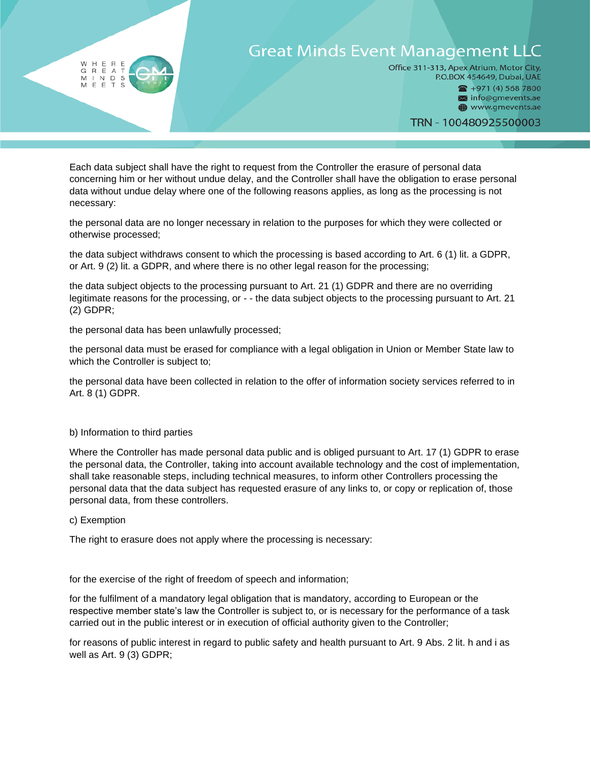Each data subject shall have the right to request from the Controller the erasure of personal data concerning him or her without undue delay, and the Controller shall have the obligation to erase personal data without undue delay where one of the following reasons applies, as long as the processing is not necessary:

the personal data are no longer necessary in relation to the purposes for which they were collected or otherwise processed;

the data subject withdraws consent to which the processing is based according to Art. 6 (1) lit. a GDPR, or Art. 9 (2) lit. a GDPR, and where there is no other legal reason for the processing;

the data subject objects to the processing pursuant to Art. 21 (1) GDPR and there are no overriding legitimate reasons for the processing, or - - the data subject objects to the processing pursuant to Art. 21 (2) GDPR;

the personal data has been unlawfully processed;

the personal data must be erased for compliance with a legal obligation in Union or Member State law to which the Controller is subject to;

the personal data have been collected in relation to the offer of information society services referred to in Art. 8 (1) GDPR.

b) Information to third parties

Where the Controller has made personal data public and is obliged pursuant to Art. 17 (1) GDPR to erase the personal data, the Controller, taking into account available technology and the cost of implementation, shall take reasonable steps, including technical measures, to inform other Controllers processing the personal data that the data subject has requested erasure of any links to, or copy or replication of, those personal data, from these controllers.

c) Exemption

The right to erasure does not apply where the processing is necessary:

for the exercise of the right of freedom of speech and information;

for the fulfilment of a mandatory legal obligation that is mandatory, according to European or the respective member state's law the Controller is subject to, or is necessary for the performance of a task carried out in the public interest or in execution of official authority given to the Controller;

for reasons of public interest in regard to public safety and health pursuant to Art. 9 Abs. 2 lit. h and i as well as Art. 9 (3) GDPR;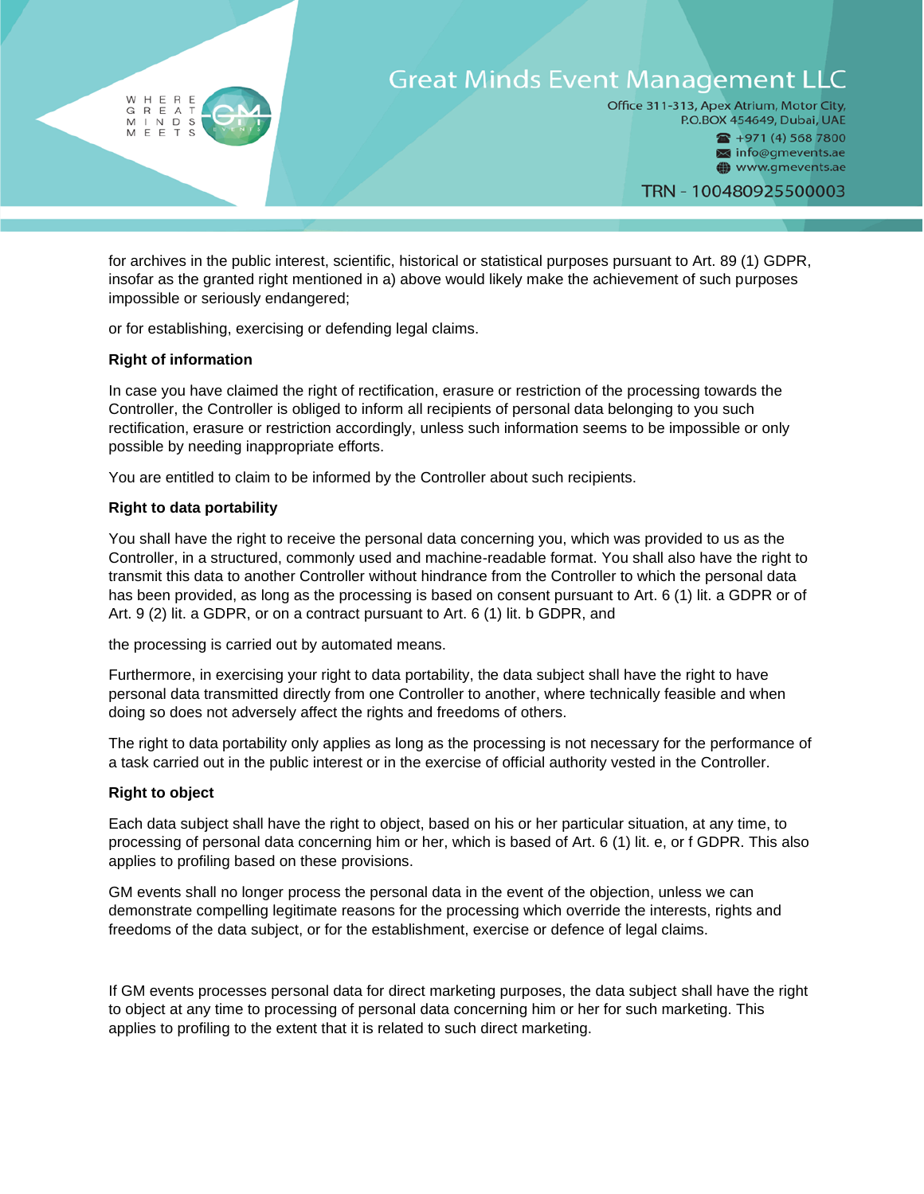for archives in the public interest, scientific, historical or statistical purposes pursuant to Art. 89 (1) GDPR, insofar as the granted right mentioned in a) above would likely make the achievement of such purposes impossible or seriously endangered;

or for establishing, exercising or defending legal claims.

**Right of information**

In case you have claimed the right of rectification, erasure or restriction of the processing towards the Controller, the Controller is obliged to inform all recipients of personal data belonging to you such rectification, erasure or restriction accordingly, unless such information seems to be impossible or only possible by needing inappropriate efforts.

You are entitled to claim to be informed by the Controller about such recipients.

**Right to data portability**

You shall have the right to receive the personal data concerning you, which was provided to us as the Controller, in a structured, commonly used and machine-readable format. You shall also have the right to transmit this data to another Controller without hindrance from the Controller to which the personal data has been provided, as long as the processing is based on consent pursuant to Art. 6 (1) lit. a GDPR or of Art. 9 (2) lit. a GDPR, or on a contract pursuant to Art. 6 (1) lit. b GDPR, and

the processing is carried out by automated means.

Furthermore, in exercising your right to data portability, the data subject shall have the right to have personal data transmitted directly from one Controller to another, where technically feasible and when doing so does not adversely affect the rights and freedoms of others.

The right to data portability only applies as long as the processing is not necessary for the performance of a task carried out in the public interest or in the exercise of official authority vested in the Controller.

**Right to object**

Each data subject shall have the right to object, based on his or her particular situation, at any time, to processing of personal data concerning him or her, which is based of Art. 6 (1) lit. e, or f GDPR. This also applies to profiling based on these provisions.

GM events shall no longer process the personal data in the event of the objection, unless we can demonstrate compelling legitimate reasons for the processing which override the interests, rights and freedoms of the data subject, or for the establishment, exercise or defence of legal claims.

If GM events processes personal data for direct marketing purposes, the data subject shall have the right to object at any time to processing of personal data concerning him or her for such marketing. This applies to profiling to the extent that it is related to such direct marketing.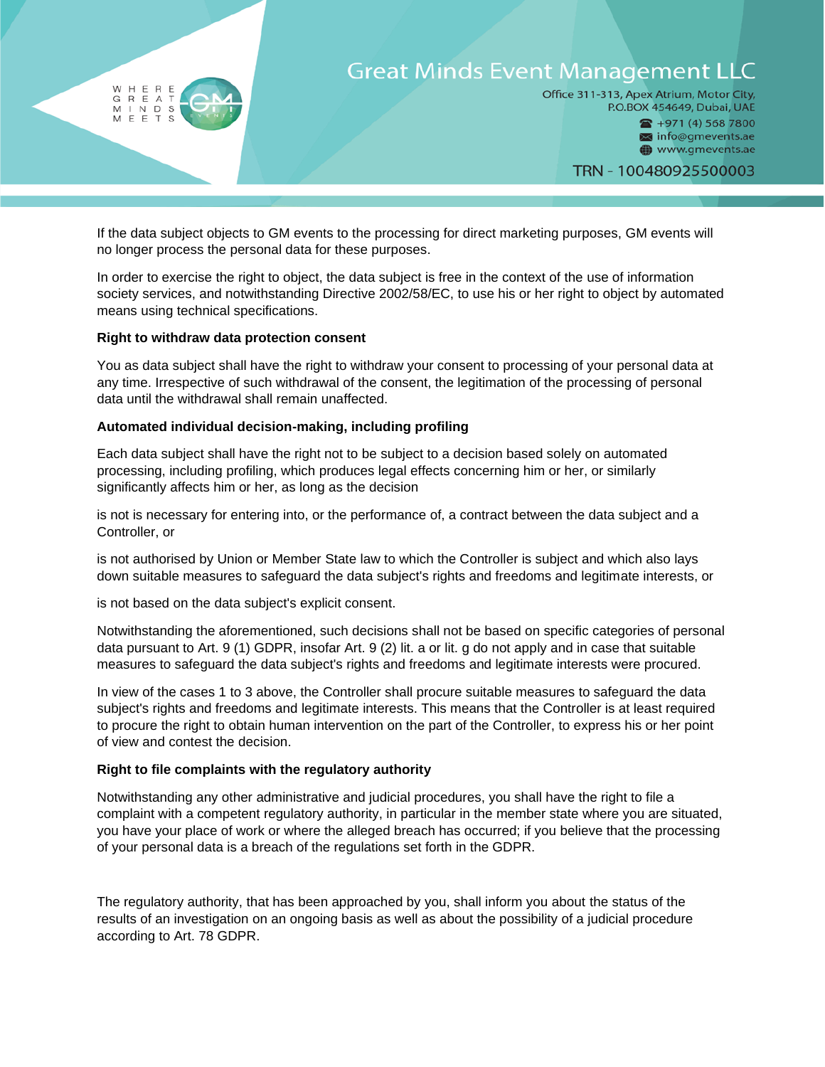If the data subject objects to GM events to the processing for direct marketing purposes, GM events will no longer process the personal data for these purposes.

In order to exercise the right to object, the data subject is free in the context of the use of information society services, and notwithstanding Directive 2002/58/EC, to use his or her right to object by automated means using technical specifications.

**Right to withdraw data protection consent**

You as data subject shall have the right to withdraw your consent to processing of your personal data at any time. Irrespective of such withdrawal of the consent, the legitimation of the processing of personal data until the withdrawal shall remain unaffected.

**Automated individual decision-making, including profiling**

Each data subject shall have the right not to be subject to a decision based solely on automated processing, including profiling, which produces legal effects concerning him or her, or similarly significantly affects him or her, as long as the decision

is not is necessary for entering into, or the performance of, a contract between the data subject and a Controller, or

is not authorised by Union or Member State law to which the Controller is subject and which also lays down suitable measures to safeguard the data subject's rights and freedoms and legitimate interests, or

is not based on the data subject's explicit consent.

Notwithstanding the aforementioned, such decisions shall not be based on specific categories of personal data pursuant to Art. 9 (1) GDPR, insofar Art. 9 (2) lit. a or lit. g do not apply and in case that suitable measures to safeguard the data subject's rights and freedoms and legitimate interests were procured.

In view of the cases 1 to 3 above, the Controller shall procure suitable measures to safeguard the data subject's rights and freedoms and legitimate interests. This means that the Controller is at least required to procure the right to obtain human intervention on the part of the Controller, to express his or her point of view and contest the decision.

**Right to file complaints with the regulatory authority**

Notwithstanding any other administrative and judicial procedures, you shall have the right to file a complaint with a competent regulatory authority, in particular in the member state where you are situated, you have your place of work or where the alleged breach has occurred; if you believe that the processing of your personal data is a breach of the regulations set forth in the GDPR.

The regulatory authority, that has been approached by you, shall inform you about the status of the results of an investigation on an ongoing basis as well as about the possibility of a judicial procedure according to Art. 78 GDPR.